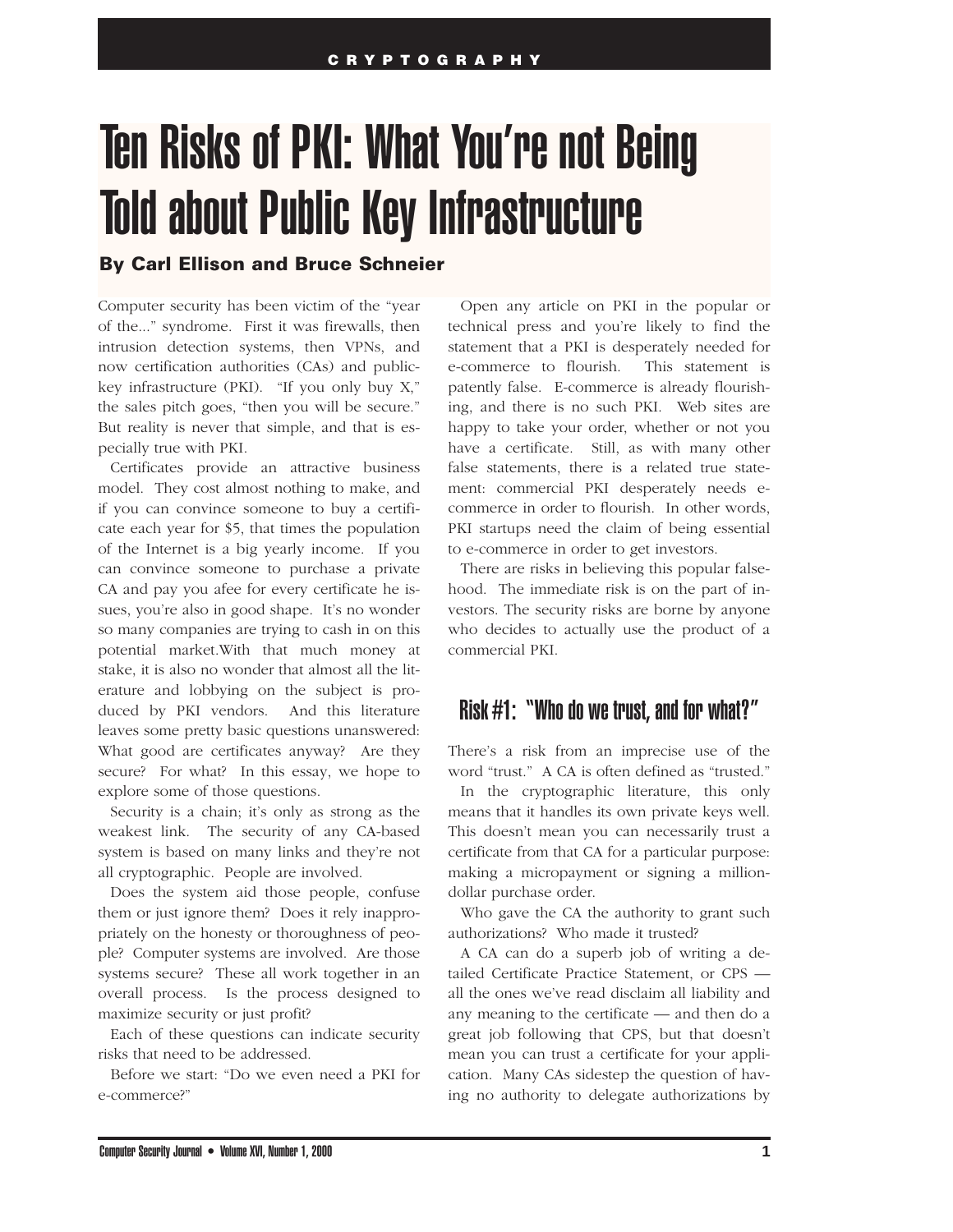# Ten Risks of PKI: What You're not Being Told about Public Key Infrastructure

**By Carl Ellison and Bruce Schneier**

Computer security has been victim of the "year of the..." syndrome. First it was firewalls, then intrusion detection systems, then VPNs, and now certification authorities (CAs) and public-key infrastructure (PKI). "If you only buy X," the sales pitch goes, "then you will be secure." But reality is never that simple, and that is especially true with PKI.

Certificates provide an attractive business model. They cost almost nothing to make, and if you can convince someone to buy a certificate each year for $5, that times the population of the Internet is a big yearly income. If you can convince someone to purchase a private CA and pay you afee for every certificate he issues, you're also in good shape. It's no wonder so many companies are trying to cash in on this potential market.With that much money at stake, it is also no wonder that almost all the literature and lobbying on the subject is produced by PKI vendors. And this literature leaves some pretty basic questions unanswered: What good are certificates anyway? Are they secure? For what? In this essay, we hope to explore some of those questions.

Security is a chain; it's only as strong as the weakest link. The security of any CA-based system is based on many links and they're not all cryptographic. People are involved.

Does the system aid those people, confuse them or just ignore them? Does it rely inappropriately on the honesty or thoroughness of people? Computer systems are involved. Are those systems secure? These all work together in an overall process. Is the process designed to maximize security or just profit?

Each of these questions can indicate security risks that need to be addressed.

Before we start: "Do we even need a PKI for e-commerce?"

Open any article on PKI in the popular or technical press and you're likely to find the statement that a PKI is desperately needed for e-commerce to flourish. This statement is patently false. E-commerce is already flourishing, and there is no such PKI. Web sites are happy to take your order, whether or not you have a certificate. Still, as with many other false statements, there is a related true statement: commercial PKI desperately needs e-commerce in order to flourish. In other words, PKI startups need the claim of being essential to e-commerce in order to get investors.

There are risks in believing this popular falsehood. The immediate risk is on the part of investors. The security risks are borne by anyone who decides to actually use the product of a commercial PKI.

## Risk #1: "Who do we trust, and for what?"

There's a risk from an imprecise use of the word "trust." A CA is often defined as "trusted."

In the cryptographic literature, this only means that it handles its own private keys well. This doesn't mean you can necessarily trust a certificate from that CA for a particular purpose: making a micropayment or signing a million-dollar purchase order.

Who gave the CA the authority to grant such authorizations? Who made it trusted?

A CA can do a superb job of writing a detailed Certificate Practice Statement, or CPS — all the ones we've read disclaim all liability and any meaning to the certificate — and then do a great job following that CPS, but that doesn't mean you can trust a certificate for your application. Many CAs sidestep the question of having no authority to delegate authorizations by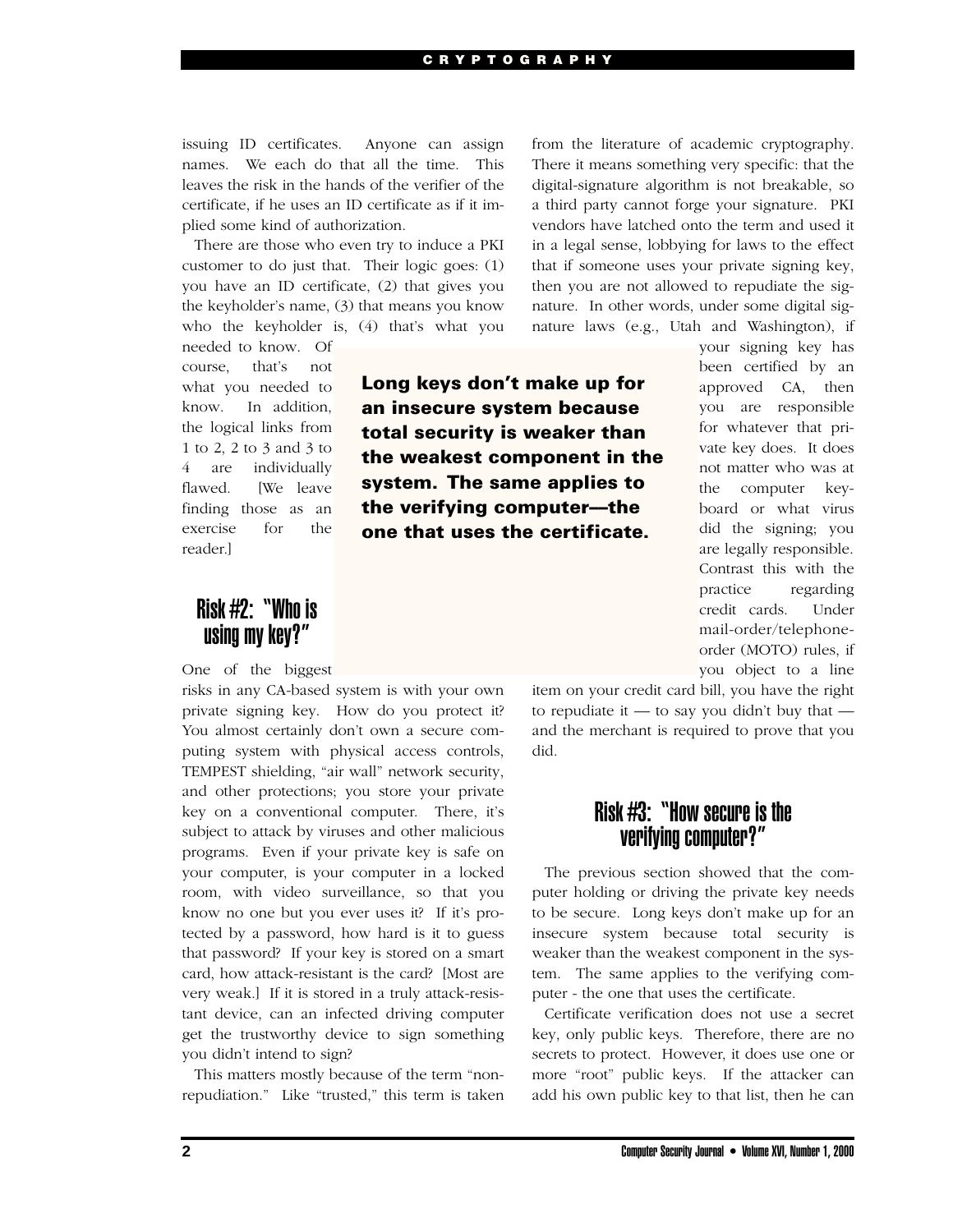issuing ID certificates. Anyone can assign names. We each do that all the time. This leaves the risk in the hands of the verifier of the certificate, if he uses an ID certificate as if it implied some kind of authorization.

There are those who even try to induce a PKI customer to do just that. Their logic goes: (1) you have an ID certificate, (2) that gives you the keyholder's name, (3) that means you know who the keyholder is, (4) that's what you needed to know. Of course, that's not what you needed to know. In addition, the logical links from 1 to 2, 2 to 3 and 3 to 4 are individually flawed. [We leave finding those as an exercise for the reader.]

**Long keys don't make up for an insecure system because total security is weaker than the weakest component in the system. The same applies to the verifying computer—the one that uses the certificate.**

## Risk #2: "Who is using my key?"

One of the biggest risks in any CA-based system is with your own private signing key. How do you protect it? You almost certainly don't own a secure computing system with physical access controls, TEMPEST shielding, "air wall" network security, and other protections; you store your private key on a conventional computer. There, it's subject to attack by viruses and other malicious programs. Even if your private key is safe on your computer, is your computer in a locked room, with video surveillance, so that you know no one but you ever uses it? If it's protected by a password, how hard is it to guess that password? If your key is stored on a smart card, how attack-resistant is the card? [Most are very weak.] If it is stored in a truly attack-resistant device, can an infected driving computer get the trustworthy device to sign something you didn't intend to sign?

This matters mostly because of the term "non-repudiation." Like "trusted," this term is taken from the literature of academic cryptography. There it means something very specific: that the digital-signature algorithm is not breakable, so a third party cannot forge your signature. PKI vendors have latched onto the term and used it in a legal sense, lobbying for laws to the effect that if someone uses your private signing key, then you are not allowed to repudiate the signature. In other words, under some digital signature laws (e.g., Utah and Washington), if your signing key has been certified by an approved CA, then you are responsible for whatever that private key does. It does not matter who was at the computer keyboard or what virus did the signing; you are legally responsible. Contrast this with the practice regarding credit cards. Under mail-order/telephone-order (MOTO) rules, if you object to a line item on your credit card bill, you have the right to repudiate it — to say you didn't buy that — and the merchant is required to prove that you did.

## Risk #3: "How secure is the verifying computer?"

The previous section showed that the computer holding or driving the private key needs to be secure. Long keys don't make up for an insecure system because total security is weaker than the weakest component in the system. The same applies to the verifying computer - the one that uses the certificate.

Certificate verification does not use a secret key, only public keys. Therefore, there are no secrets to protect. However, it does use one or more "root" public keys. If the attacker can add his own public key to that list, then he can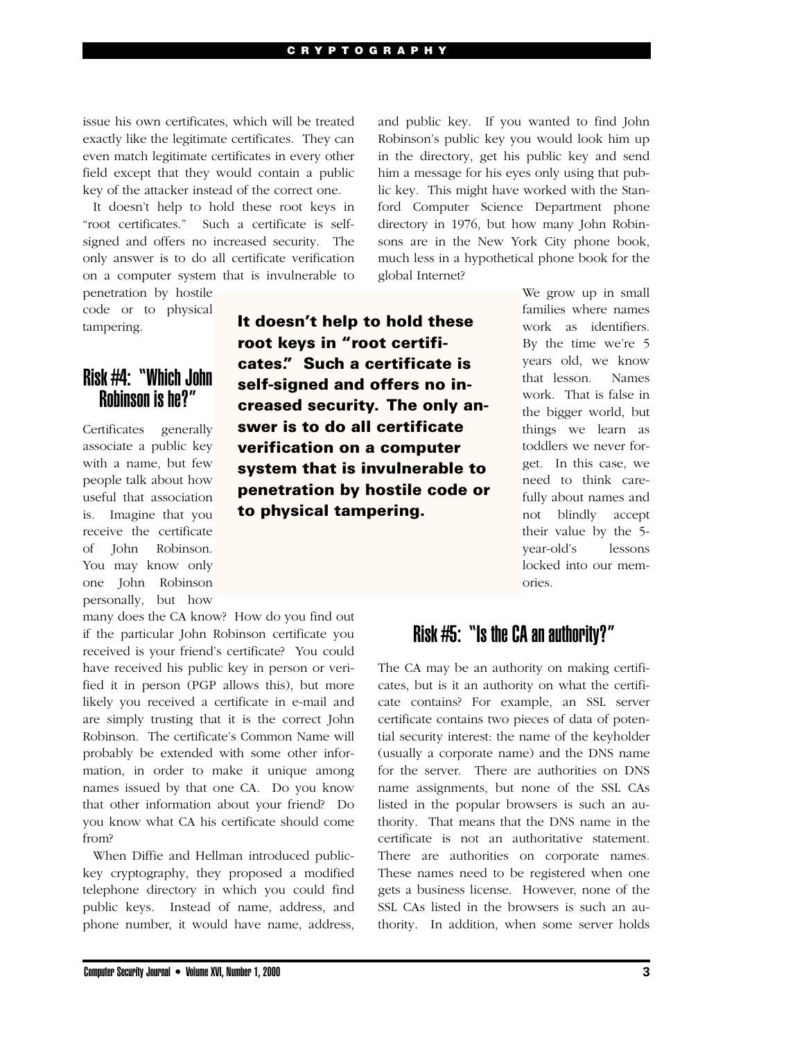issue his own certificates, which will be treated exactly like the legitimate certificates. They can even match legitimate certificates in every other field except that they would contain a public key of the attacker instead of the correct one.

It doesn't help to hold these root keys in "root certificates." Such a certificate is self-signed and offers no increased security. The only answer is to do all certificate verification on a computer system that is invulnerable to penetration by hostile code or to physical tampering.

> **It doesn't help to hold these root keys in "root certificates." Such a certificate is self-signed and offers no increased security. The only answer is to do all certificate verification on a computer system that is invulnerable to penetration by hostile code or to physical tampering.**

## Risk #4: "Which John Robinson is he?"

Certificates generally associate a public key with a name, but few people talk about how useful that association is. Imagine that you receive the certificate of John Robinson. You may know only one John Robinson personally, but how many does the CA know? How do you find out if the particular John Robinson certificate you received is your friend's certificate? You could have received his public key in person or verified it in person (PGP allows this), but more likely you received a certificate in e-mail and are simply trusting that it is the correct John Robinson. The certificate's Common Name will probably be extended with some other information, in order to make it unique among names issued by that one CA. Do you know that other information about your friend? Do you know what CA his certificate should come from?

When Diffie and Hellman introduced public-key cryptography, they proposed a modified telephone directory in which you could find public keys. Instead of name, address, and phone number, it would have name, address, and public key. If you wanted to find John Robinson's public key you would look him up in the directory, get his public key and send him a message for his eyes only using that public key. This might have worked with the Stanford Computer Science Department phone directory in 1976, but how many John Robinsons are in the New York City phone book, much less in a hypothetical phone book for the global Internet?

We grow up in small families where names work as identifiers. By the time we're 5 years old, we know that lesson. Names work. That is false in the bigger world, but things we learn as toddlers we never forget. In this case, we need to think carefully about names and not blindly accept their value by the 5-year-old's lessons locked into our memories.

## Risk #5: "Is the CA an authority?"

The CA may be an authority on making certificates, but is it an authority on what the certificate contains? For example, an SSL server certificate contains two pieces of data of potential security interest: the name of the keyholder (usually a corporate name) and the DNS name for the server. There are authorities on DNS name assignments, but none of the SSL CAs listed in the popular browsers is such an authority. That means that the DNS name in the certificate is not an authoritative statement. There are authorities on corporate names. These names need to be registered when one gets a business license. However, none of the SSL CAs listed in the browsers is such an authority. In addition, when some server holds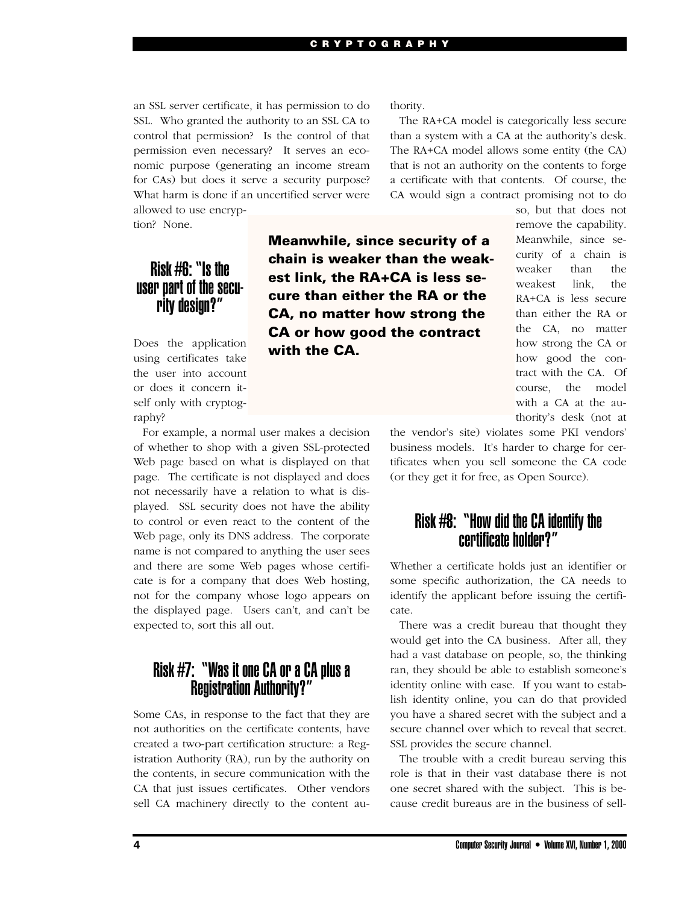an SSL server certificate, it has permission to do SSL. Who granted the authority to an SSL CA to control that permission? Is the control of that permission even necessary? It serves an economic purpose (generating an income stream for CAs) but does it serve a security purpose? What harm is done if an uncertified server were allowed to use encryption? None.

## Risk #6: "Is the user part of the security design?"

Does the application using certificates take the user into account or does it concern itself only with cryptography?

For example, a normal user makes a decision of whether to shop with a given SSL-protected Web page based on what is displayed on that page. The certificate is not displayed and does not necessarily have a relation to what is displayed. SSL security does not have the ability to control or even react to the content of the Web page, only its DNS address. The corporate name is not compared to anything the user sees and there are some Web pages whose certificate is for a company that does Web hosting, not for the company whose logo appears on the displayed page. Users can't, and can't be expected to, sort this all out.

## Risk #7: "Was it one CA or a CA plus a Registration Authority?"

Some CAs, in response to the fact that they are not authorities on the certificate contents, have created a two-part certification structure: a Registration Authority (RA), run by the authority on the contents, in secure communication with the CA that just issues certificates. Other vendors sell CA machinery directly to the content authority.

The RA+CA model is categorically less secure than a system with a CA at the authority's desk. The RA+CA model allows some entity (the CA) that is not an authority on the contents to forge a certificate with that contents. Of course, the CA would sign a contract promising not to do so, but that does not remove the capability. Meanwhile, since security of a chain is weaker than the weakest link, the RA+CA is less secure than either the RA or the CA, no matter how strong the CA or how good the contract with the CA. Of course, the model with a CA at the authority's desk (not at the vendor's site) violates some PKI vendors' business models. It's harder to charge for certificates when you sell someone the CA code (or they get it for free, as Open Source).

**Meanwhile, since security of a chain is weaker than the weakest link, the RA+CA is less secure than either the RA or the CA, no matter how strong the CA or how good the contract with the CA.**

## Risk #8: "How did the CA identify the certificate holder?"

Whether a certificate holds just an identifier or some specific authorization, the CA needs to identify the applicant before issuing the certificate.

There was a credit bureau that thought they would get into the CA business. After all, they had a vast database on people, so, the thinking ran, they should be able to establish someone's identity online with ease. If you want to establish identity online, you can do that provided you have a shared secret with the subject and a secure channel over which to reveal that secret. SSL provides the secure channel.

The trouble with a credit bureau serving this role is that in their vast database there is not one secret shared with the subject. This is because credit bureaus are in the business of sell-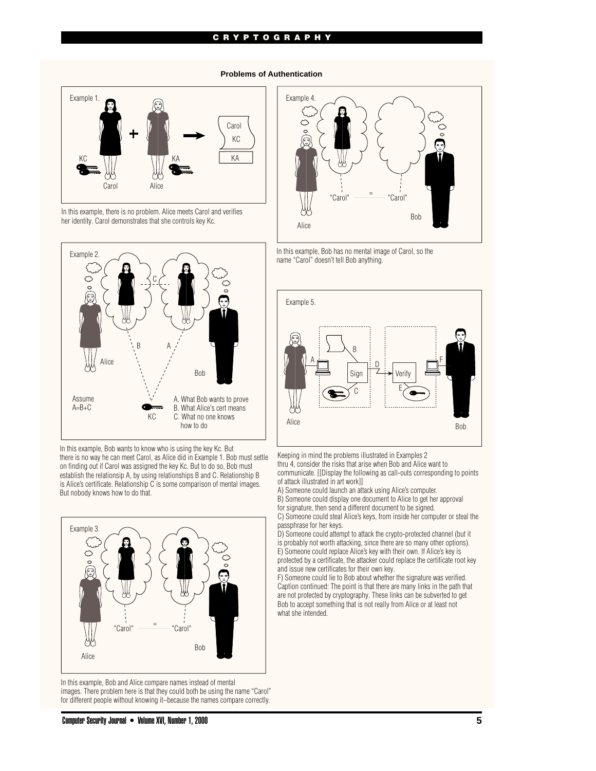## Problems of Authentication

Example 1.

Carol + Alice → Carol KC / KA

KC Carol, KA Alice

In this example, there is no problem. Alice meets Carol and verifies her identity. Carol demonstrates that she controls key Kc.

Example 2.

Assume A=B+C

A. What Bob wants to prove
B. What Alice's cert means
C. What no one knows how to do

In this example, Bob wants to know who is using the key Kc. But there is no way he can meet Carol, as Alice did in Example 1. Bob must settle on finding out if Carol was assigned the key Kc. But to do so, Bob must establish the relatinsip A, by using relationships B and C. Relationship B is Alice's certificate. Relationship C is some comparison of mental images. But nobody knows how to do that.

Example 3.

"Carol" = "Carol"

In this example, Bob and Alice compare names instead of mental images. There problem here is that they could both be using the name "Carol" for different people without knowing it–because the names compare correctly.

Example 4.

"Carol" = "Carol"

In this example, Bob has no mental image of Carol, so the name "Carol" doesn't tell Bob anything.

Example 5.

Keeping in mind the problems illustrated in Examples 2 thru 4, consider the risks that arise when Bob and Alice want to communicate. [[Display the following as call-outs corresponding to points of attack illustrated in art work]]

A) Someone could launch an attack using Alice's computer.

B) Someone could display one document to Alice to get her approval for signature, then send a different document to be signed.

C) Someone could steal Alice's keys, from inside her computer or steal the passphrase for her keys.

D) Someone could attempt to attack the crypto-protected channel (but it is probably not worth attacking, since there are so many other options).

E) Someone could replace Alice's key with their own. If Alice's key is protected by a certificate, the attacker could replace the certificate root key and issue new certificates for their own key.

F) Someone could lie to Bob about whether the signature was verified.

Caption continued: The point is that there are many links in the path that are not protected by cryptography. These links can be subverted to get Bob to accept something that is not really from Alice or at least not what she intended.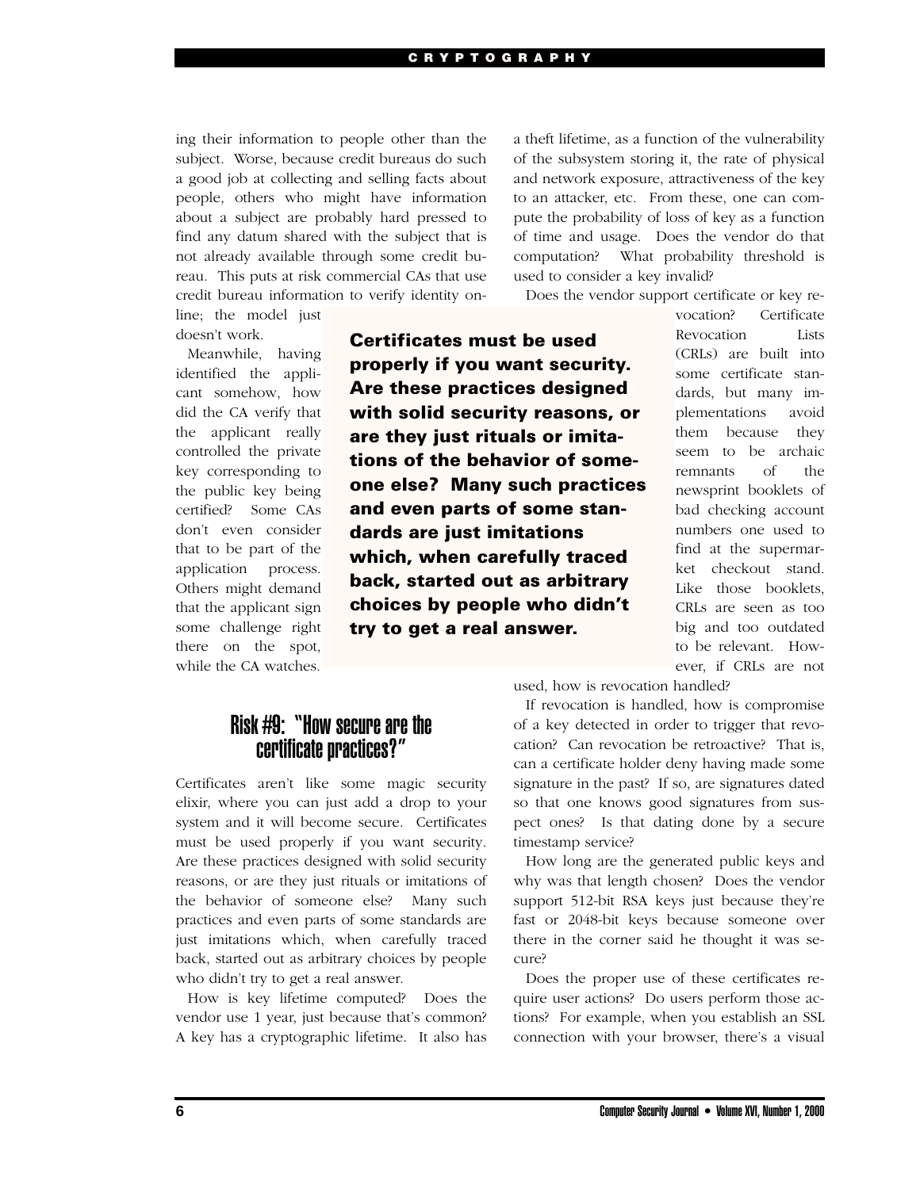ing their information to people other than the subject. Worse, because credit bureaus do such a good job at collecting and selling facts about people, others who might have information about a subject are probably hard pressed to find any datum shared with the subject that is not already available through some credit bureau. This puts at risk commercial CAs that use credit bureau information to verify identity online; the model just doesn't work.

Meanwhile, having identified the applicant somehow, how did the CA verify that the applicant really controlled the private key corresponding to the public key being certified? Some CAs don't even consider that to be part of the application process. Others might demand that the applicant sign some challenge right there on the spot, while the CA watches.

## Risk #9: "How secure are the certificate practices?"

Certificates aren't like some magic security elixir, where you can just add a drop to your system and it will become secure. Certificates must be used properly if you want security. Are these practices designed with solid security reasons, or are they just rituals or imitations of the behavior of someone else? Many such practices and even parts of some standards are just imitations which, when carefully traced back, started out as arbitrary choices by people who didn't try to get a real answer.

How is key lifetime computed? Does the vendor use 1 year, just because that's common? A key has a cryptographic lifetime. It also has a theft lifetime, as a function of the vulnerability of the subsystem storing it, the rate of physical and network exposure, attractiveness of the key to an attacker, etc. From these, one can compute the probability of loss of key as a function of time and usage. Does the vendor do that computation? What probability threshold is used to consider a key invalid?

Does the vendor support certificate or key revocation? Certificate Revocation Lists (CRLs) are built into some certificate standards, but many implementations avoid them because they seem to be archaic remnants of the newsprint booklets of bad checking account numbers one used to find at the supermarket checkout stand. Like those booklets, CRLs are seen as too big and too outdated to be relevant. However, if CRLs are not used, how is revocation handled?

If revocation is handled, how is compromise of a key detected in order to trigger that revocation? Can revocation be retroactive? That is, can a certificate holder deny having made some signature in the past? If so, are signatures dated so that one knows good signatures from suspect ones? Is that dating done by a secure timestamp service?

How long are the generated public keys and why was that length chosen? Does the vendor support 512-bit RSA keys just because they're fast or 2048-bit keys because someone over there in the corner said he thought it was secure?

Does the proper use of these certificates require user actions? Do users perform those actions? For example, when you establish an SSL connection with your browser, there's a visual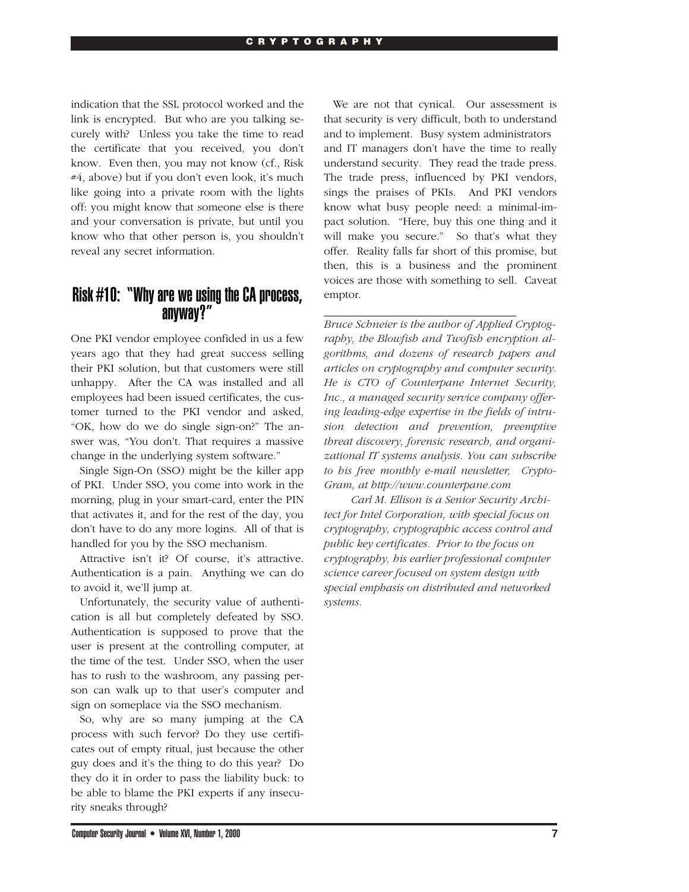indication that the SSL protocol worked and the link is encrypted. But who are you talking securely with? Unless you take the time to read the certificate that you received, you don't know. Even then, you may not know (cf., Risk #4, above) but if you don't even look, it's much like going into a private room with the lights off: you might know that someone else is there and your conversation is private, but until you know who that other person is, you shouldn't reveal any secret information.

## Risk #10: "Why are we using the CA process, anyway?"

One PKI vendor employee confided in us a few years ago that they had great success selling their PKI solution, but that customers were still unhappy. After the CA was installed and all employees had been issued certificates, the customer turned to the PKI vendor and asked, "OK, how do we do single sign-on?" The answer was, "You don't. That requires a massive change in the underlying system software."

Single Sign-On (SSO) might be the killer app of PKI. Under SSO, you come into work in the morning, plug in your smart-card, enter the PIN that activates it, and for the rest of the day, you don't have to do any more logins. All of that is handled for you by the SSO mechanism.

Attractive isn't it? Of course, it's attractive. Authentication is a pain. Anything we can do to avoid it, we'll jump at.

Unfortunately, the security value of authentication is all but completely defeated by SSO. Authentication is supposed to prove that the user is present at the controlling computer, at the time of the test. Under SSO, when the user has to rush to the washroom, any passing person can walk up to that user's computer and sign on someplace via the SSO mechanism.

So, why are so many jumping at the CA process with such fervor? Do they use certificates out of empty ritual, just because the other guy does and it's the thing to do this year? Do they do it in order to pass the liability buck: to be able to blame the PKI experts if any insecurity sneaks through?

We are not that cynical. Our assessment is that security is very difficult, both to understand and to implement. Busy system administrators and IT managers don't have the time to really understand security. They read the trade press. The trade press, influenced by PKI vendors, sings the praises of PKIs. And PKI vendors know what busy people need: a minimal-impact solution. "Here, buy this one thing and it will make you secure." So that's what they offer. Reality falls far short of this promise, but then, this is a business and the prominent voices are those with something to sell. Caveat emptor.

---

*Bruce Schneier is the author of Applied Cryptography, the Blowfish and Twofish encryption algorithms, and dozens of research papers and articles on cryptography and computer security. He is CTO of Counterpane Internet Security, Inc., a managed security service company offering leading-edge expertise in the fields of intrusion detection and prevention, preemptive threat discovery, forensic research, and organizational IT systems analysis. You can subscribe to his free monthly e-mail newsletter, Crypto-Gram, at http://www.counterpane.com*

*Carl M. Ellison is a Senior Security Architect for Intel Corporation, with special focus on cryptography, cryptographic access control and public key certificates. Prior to the focus on cryptography, his earlier professional computer science career focused on system design with special emphasis on distributed and networked systems.*